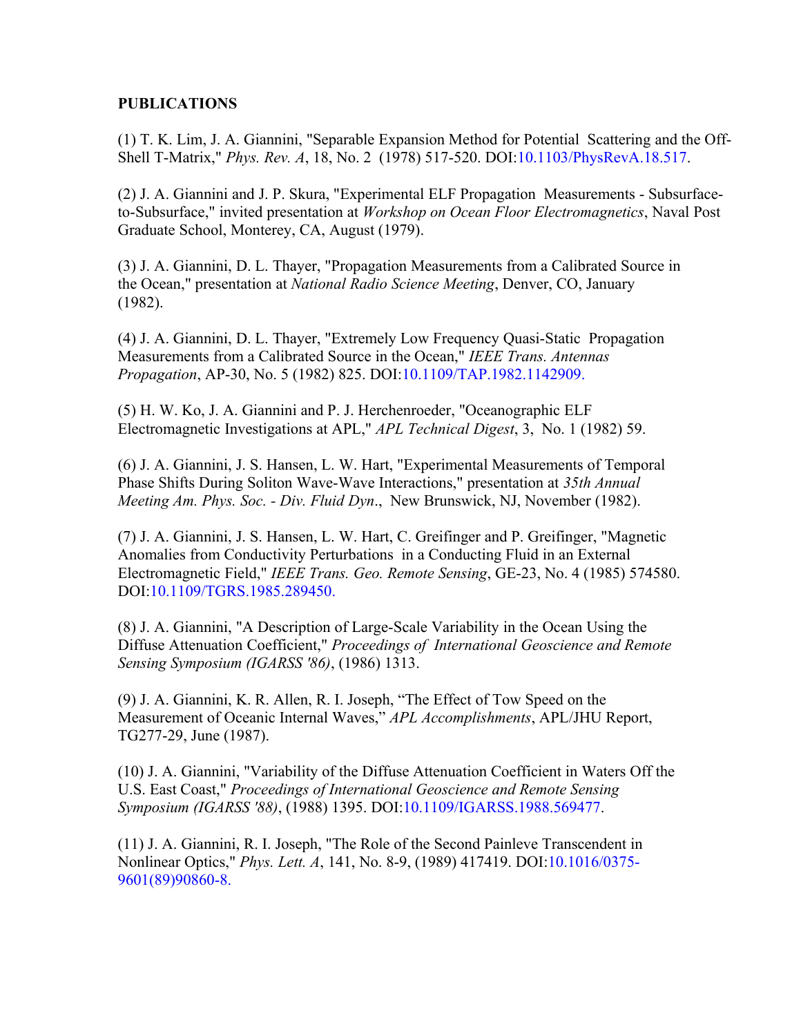**PUBLICATIONS**

(1) T. K. Lim, J. A. Giannini, "Separable Expansion Method for Potential Scattering and the Off-Shell T-Matrix," *Phys. Rev. A*, 18, No. 2 (1978) 517-520. DOI:10.1103/PhysRevA.18.517.

(2) J. A. Giannini and J. P. Skura, "Experimental ELF Propagation Measurements - Subsurface-to-Subsurface," invited presentation at *Workshop on Ocean Floor Electromagnetics*, Naval Post Graduate School, Monterey, CA, August (1979).

(3) J. A. Giannini, D. L. Thayer, "Propagation Measurements from a Calibrated Source in the Ocean," presentation at *National Radio Science Meeting*, Denver, CO, January (1982).

(4) J. A. Giannini, D. L. Thayer, "Extremely Low Frequency Quasi-Static Propagation Measurements from a Calibrated Source in the Ocean," *IEEE Trans. Antennas Propagation*, AP-30, No. 5 (1982) 825. DOI:10.1109/TAP.1982.1142909.

(5) H. W. Ko, J. A. Giannini and P. J. Herchenroeder, "Oceanographic ELF Electromagnetic Investigations at APL," *APL Technical Digest*, 3, No. 1 (1982) 59.

(6) J. A. Giannini, J. S. Hansen, L. W. Hart, "Experimental Measurements of Temporal Phase Shifts During Soliton Wave-Wave Interactions," presentation at *35th Annual Meeting Am. Phys. Soc. - Div. Fluid Dyn*., New Brunswick, NJ, November (1982).

(7) J. A. Giannini, J. S. Hansen, L. W. Hart, C. Greifinger and P. Greifinger, "Magnetic Anomalies from Conductivity Perturbations in a Conducting Fluid in an External Electromagnetic Field," *IEEE Trans. Geo. Remote Sensing*, GE-23, No. 4 (1985) 574580. DOI:10.1109/TGRS.1985.289450.

(8) J. A. Giannini, "A Description of Large-Scale Variability in the Ocean Using the Diffuse Attenuation Coefficient," *Proceedings of International Geoscience and Remote Sensing Symposium (IGARSS '86)*, (1986) 1313.

(9) J. A. Giannini, K. R. Allen, R. I. Joseph, "The Effect of Tow Speed on the Measurement of Oceanic Internal Waves," *APL Accomplishments*, APL/JHU Report, TG277-29, June (1987).

(10) J. A. Giannini, "Variability of the Diffuse Attenuation Coefficient in Waters Off the U.S. East Coast," *Proceedings of International Geoscience and Remote Sensing Symposium (IGARSS '88)*, (1988) 1395. DOI:10.1109/IGARSS.1988.569477.

(11) J. A. Giannini, R. I. Joseph, "The Role of the Second Painleve Transcendent in Nonlinear Optics," *Phys. Lett. A*, 141, No. 8-9, (1989) 417419. DOI:10.1016/0375-9601(89)90860-8.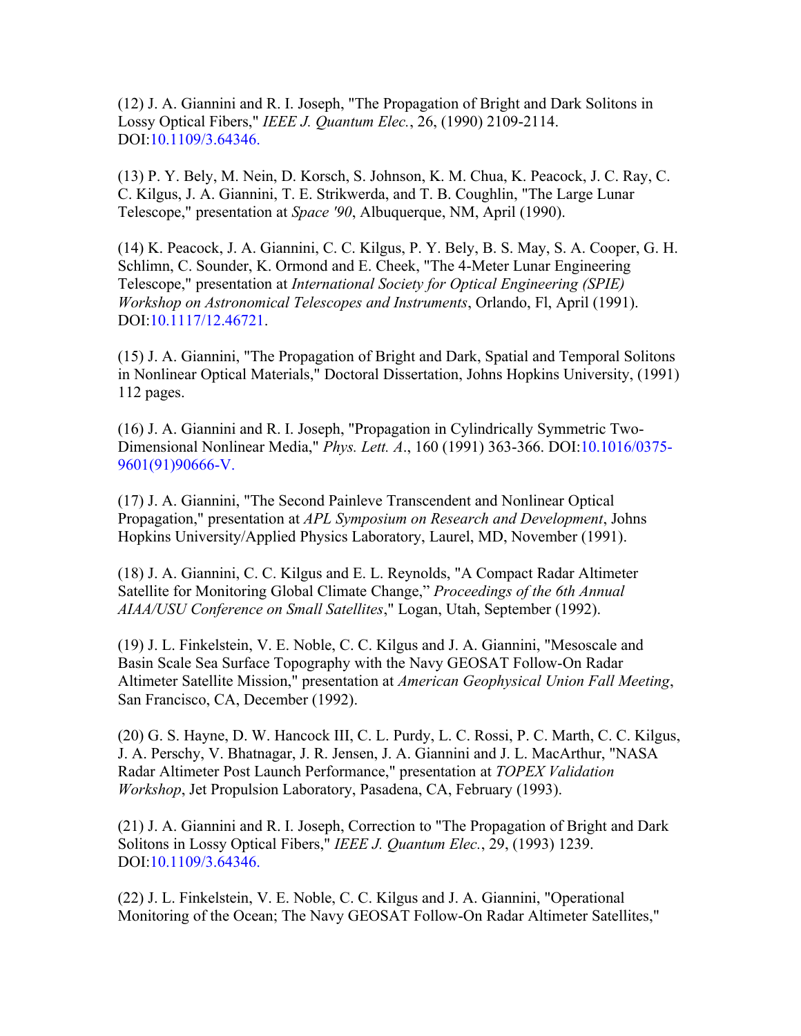(12) J. A. Giannini and R. I. Joseph, "The Propagation of Bright and Dark Solitons in Lossy Optical Fibers," *IEEE J. Quantum Elec.*, 26, (1990) 2109-2114. DOI:10.1109/3.64346.

(13) P. Y. Bely, M. Nein, D. Korsch, S. Johnson, K. M. Chua, K. Peacock, J. C. Ray, C. C. Kilgus, J. A. Giannini, T. E. Strikwerda, and T. B. Coughlin, "The Large Lunar Telescope," presentation at *Space '90*, Albuquerque, NM, April (1990).

(14) K. Peacock, J. A. Giannini, C. C. Kilgus, P. Y. Bely, B. S. May, S. A. Cooper, G. H. Schlimn, C. Sounder, K. Ormond and E. Cheek, "The 4-Meter Lunar Engineering Telescope," presentation at *International Society for Optical Engineering (SPIE) Workshop on Astronomical Telescopes and Instruments*, Orlando, Fl, April (1991). DOI:10.1117/12.46721.

(15) J. A. Giannini, "The Propagation of Bright and Dark, Spatial and Temporal Solitons in Nonlinear Optical Materials," Doctoral Dissertation, Johns Hopkins University, (1991) 112 pages.

(16) J. A. Giannini and R. I. Joseph, "Propagation in Cylindrically Symmetric Two-Dimensional Nonlinear Media," *Phys. Lett. A*., 160 (1991) 363-366. DOI:10.1016/0375-9601(91)90666-V.

(17) J. A. Giannini, "The Second Painleve Transcendent and Nonlinear Optical Propagation," presentation at *APL Symposium on Research and Development*, Johns Hopkins University/Applied Physics Laboratory, Laurel, MD, November (1991).

(18) J. A. Giannini, C. C. Kilgus and E. L. Reynolds, "A Compact Radar Altimeter Satellite for Monitoring Global Climate Change," *Proceedings of the 6th Annual AIAA/USU Conference on Small Satellites*," Logan, Utah, September (1992).

(19) J. L. Finkelstein, V. E. Noble, C. C. Kilgus and J. A. Giannini, "Mesoscale and Basin Scale Sea Surface Topography with the Navy GEOSAT Follow-On Radar Altimeter Satellite Mission," presentation at *American Geophysical Union Fall Meeting*, San Francisco, CA, December (1992).

(20) G. S. Hayne, D. W. Hancock III, C. L. Purdy, L. C. Rossi, P. C. Marth, C. C. Kilgus, J. A. Perschy, V. Bhatnagar, J. R. Jensen, J. A. Giannini and J. L. MacArthur, "NASA Radar Altimeter Post Launch Performance," presentation at *TOPEX Validation Workshop*, Jet Propulsion Laboratory, Pasadena, CA, February (1993).

(21) J. A. Giannini and R. I. Joseph, Correction to "The Propagation of Bright and Dark Solitons in Lossy Optical Fibers," *IEEE J. Quantum Elec.*, 29, (1993) 1239. DOI:10.1109/3.64346.

(22) J. L. Finkelstein, V. E. Noble, C. C. Kilgus and J. A. Giannini, "Operational Monitoring of the Ocean; The Navy GEOSAT Follow-On Radar Altimeter Satellites,"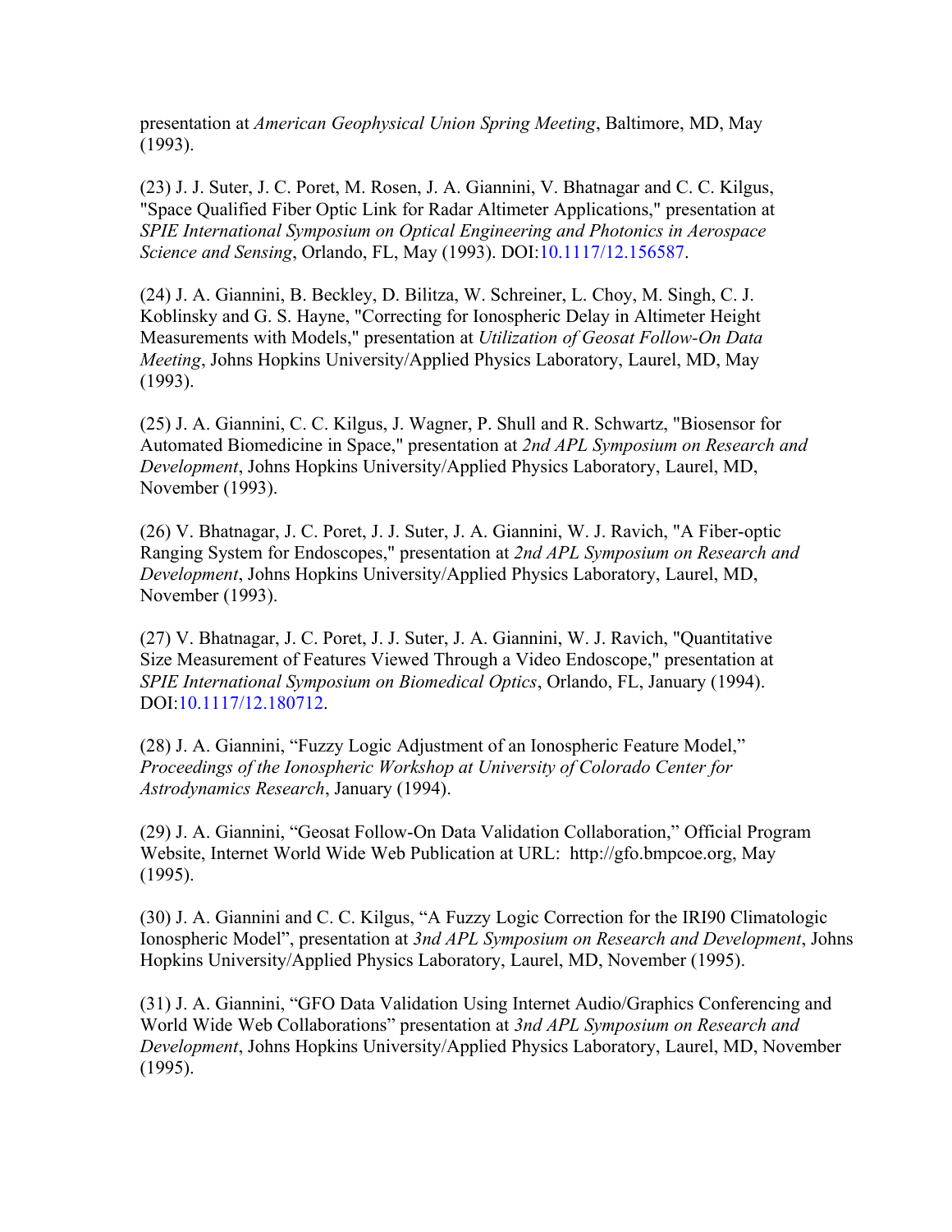presentation at *American Geophysical Union Spring Meeting*, Baltimore, MD, May (1993).

(23) J. J. Suter, J. C. Poret, M. Rosen, J. A. Giannini, V. Bhatnagar and C. C. Kilgus, "Space Qualified Fiber Optic Link for Radar Altimeter Applications," presentation at *SPIE International Symposium on Optical Engineering and Photonics in Aerospace Science and Sensing*, Orlando, FL, May (1993). DOI:10.1117/12.156587.

(24) J. A. Giannini, B. Beckley, D. Bilitza, W. Schreiner, L. Choy, M. Singh, C. J. Koblinsky and G. S. Hayne, "Correcting for Ionospheric Delay in Altimeter Height Measurements with Models," presentation at *Utilization of Geosat Follow-On Data Meeting*, Johns Hopkins University/Applied Physics Laboratory, Laurel, MD, May (1993).

(25) J. A. Giannini, C. C. Kilgus, J. Wagner, P. Shull and R. Schwartz, "Biosensor for Automated Biomedicine in Space," presentation at *2nd APL Symposium on Research and Development*, Johns Hopkins University/Applied Physics Laboratory, Laurel, MD, November (1993).

(26) V. Bhatnagar, J. C. Poret, J. J. Suter, J. A. Giannini, W. J. Ravich, "A Fiber-optic Ranging System for Endoscopes," presentation at *2nd APL Symposium on Research and Development*, Johns Hopkins University/Applied Physics Laboratory, Laurel, MD, November (1993).

(27) V. Bhatnagar, J. C. Poret, J. J. Suter, J. A. Giannini, W. J. Ravich, "Quantitative Size Measurement of Features Viewed Through a Video Endoscope," presentation at *SPIE International Symposium on Biomedical Optics*, Orlando, FL, January (1994). DOI:10.1117/12.180712.

(28) J. A. Giannini, “Fuzzy Logic Adjustment of an Ionospheric Feature Model,” *Proceedings of the Ionospheric Workshop at University of Colorado Center for Astrodynamics Research*, January (1994).

(29) J. A. Giannini, “Geosat Follow-On Data Validation Collaboration,” Official Program Website, Internet World Wide Web Publication at URL: http://gfo.bmpcoe.org, May (1995).

(30) J. A. Giannini and C. C. Kilgus, “A Fuzzy Logic Correction for the IRI90 Climatologic Ionospheric Model”, presentation at *3nd APL Symposium on Research and Development*, Johns Hopkins University/Applied Physics Laboratory, Laurel, MD, November (1995).

(31) J. A. Giannini, “GFO Data Validation Using Internet Audio/Graphics Conferencing and World Wide Web Collaborations” presentation at *3nd APL Symposium on Research and Development*, Johns Hopkins University/Applied Physics Laboratory, Laurel, MD, November (1995).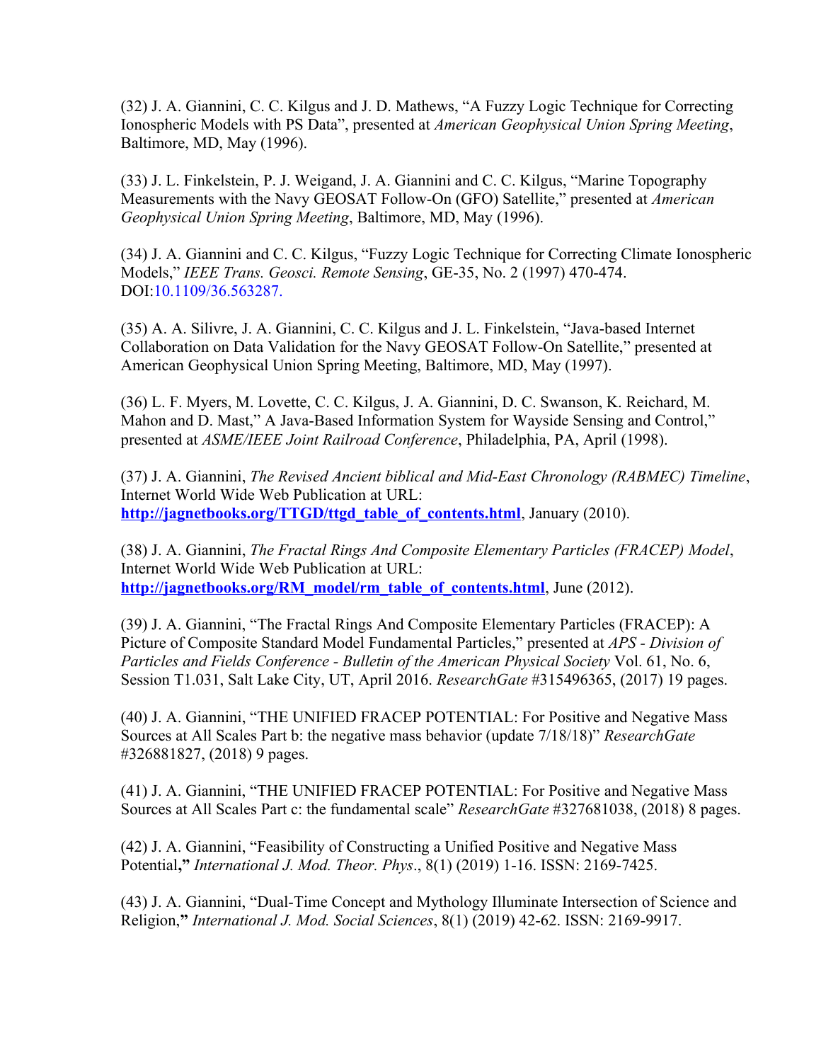(32) J. A. Giannini, C. C. Kilgus and J. D. Mathews, "A Fuzzy Logic Technique for Correcting Ionospheric Models with PS Data", presented at *American Geophysical Union Spring Meeting*, Baltimore, MD, May (1996).

(33) J. L. Finkelstein, P. J. Weigand, J. A. Giannini and C. C. Kilgus, "Marine Topography Measurements with the Navy GEOSAT Follow-On (GFO) Satellite," presented at *American Geophysical Union Spring Meeting*, Baltimore, MD, May (1996).

(34) J. A. Giannini and C. C. Kilgus, "Fuzzy Logic Technique for Correcting Climate Ionospheric Models," *IEEE Trans. Geosci. Remote Sensing*, GE-35, No. 2 (1997) 470-474. DOI:10.1109/36.563287.

(35) A. A. Silivre, J. A. Giannini, C. C. Kilgus and J. L. Finkelstein, "Java-based Internet Collaboration on Data Validation for the Navy GEOSAT Follow-On Satellite," presented at American Geophysical Union Spring Meeting, Baltimore, MD, May (1997).

(36) L. F. Myers, M. Lovette, C. C. Kilgus, J. A. Giannini, D. C. Swanson, K. Reichard, M. Mahon and D. Mast," A Java-Based Information System for Wayside Sensing and Control," presented at *ASME/IEEE Joint Railroad Conference*, Philadelphia, PA, April (1998).

(37) J. A. Giannini, *The Revised Ancient biblical and Mid-East Chronology (RABMEC) Timeline*, Internet World Wide Web Publication at URL: **http://jagnetbooks.org/TTGD/ttgd_table_of_contents.html**, January (2010).

(38) J. A. Giannini, *The Fractal Rings And Composite Elementary Particles (FRACEP) Model*, Internet World Wide Web Publication at URL: **http://jagnetbooks.org/RM_model/rm_table_of_contents.html**, June (2012).

(39) J. A. Giannini, "The Fractal Rings And Composite Elementary Particles (FRACEP): A Picture of Composite Standard Model Fundamental Particles," presented at *APS - Division of Particles and Fields Conference - Bulletin of the American Physical Society* Vol. 61, No. 6, Session T1.031, Salt Lake City, UT, April 2016. *ResearchGate* #315496365, (2017) 19 pages.

(40) J. A. Giannini, "THE UNIFIED FRACEP POTENTIAL: For Positive and Negative Mass Sources at All Scales Part b: the negative mass behavior (update 7/18/18)" *ResearchGate* #326881827, (2018) 9 pages.

(41) J. A. Giannini, "THE UNIFIED FRACEP POTENTIAL: For Positive and Negative Mass Sources at All Scales Part c: the fundamental scale" *ResearchGate* #327681038, (2018) 8 pages.

(42) J. A. Giannini, "Feasibility of Constructing a Unified Positive and Negative Mass Potential**,"** *International J. Mod. Theor. Phys*., 8(1) (2019) 1-16. ISSN: 2169-7425.

(43) J. A. Giannini, "Dual-Time Concept and Mythology Illuminate Intersection of Science and Religion**,"** *International J. Mod. Social Sciences*, 8(1) (2019) 42-62. ISSN: 2169-9917.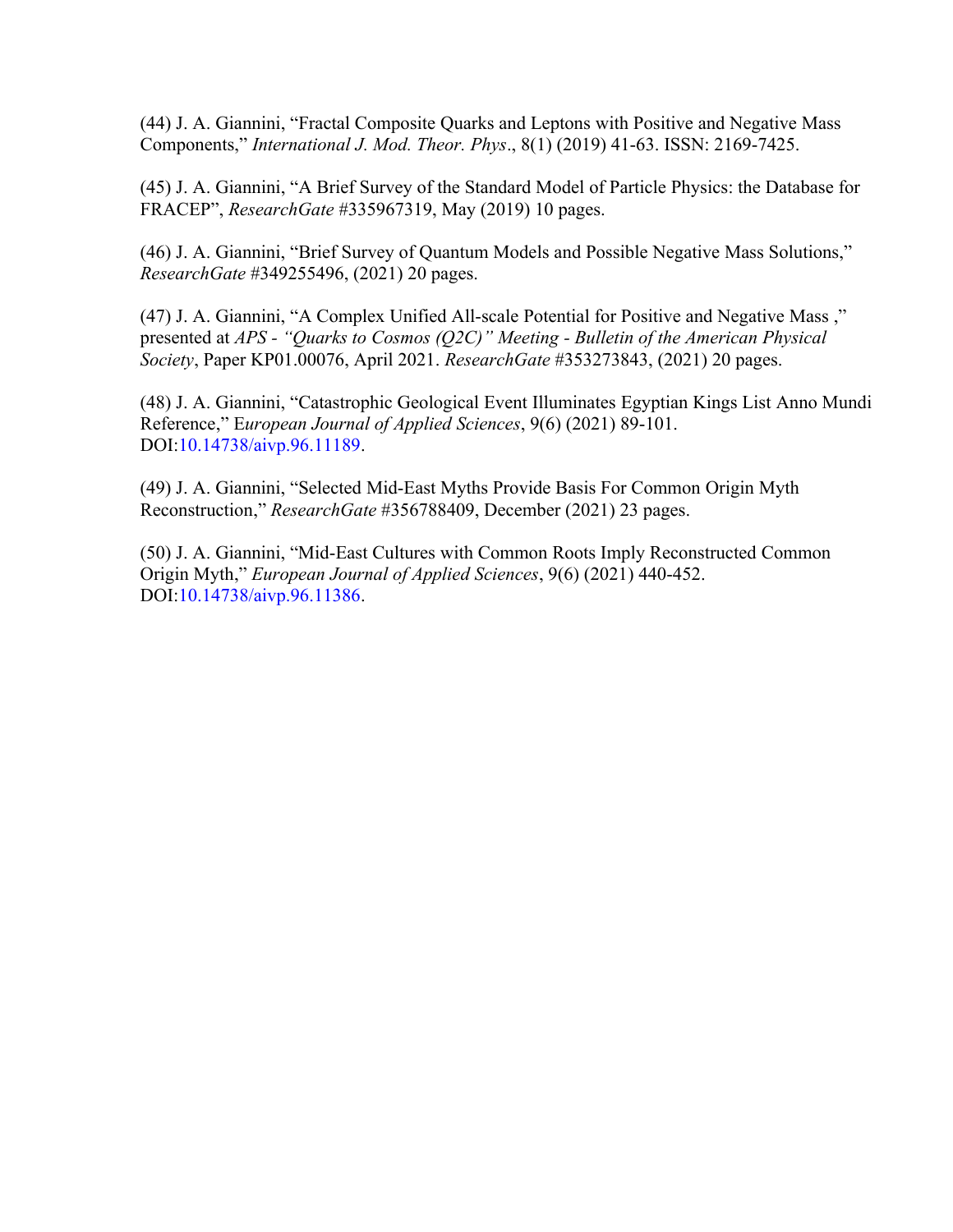(44) J. A. Giannini, “Fractal Composite Quarks and Leptons with Positive and Negative Mass Components,” *International J. Mod. Theor. Phys*., 8(1) (2019) 41-63. ISSN: 2169-7425.

(45) J. A. Giannini, “A Brief Survey of the Standard Model of Particle Physics: the Database for FRACEP”, *ResearchGate* #335967319, May (2019) 10 pages.

(46) J. A. Giannini, “Brief Survey of Quantum Models and Possible Negative Mass Solutions,” *ResearchGate* #349255496, (2021) 20 pages.

(47) J. A. Giannini, “A Complex Unified All-scale Potential for Positive and Negative Mass ,” presented at *APS - “Quarks to Cosmos (Q2C)” Meeting - Bulletin of the American Physical Society*, Paper KP01.00076, April 2021. *ResearchGate* #353273843, (2021) 20 pages.

(48) J. A. Giannini, “Catastrophic Geological Event Illuminates Egyptian Kings List Anno Mundi Reference,” E*uropean Journal of Applied Sciences*, 9(6) (2021) 89-101. DOI:10.14738/aivp.96.11189.

(49) J. A. Giannini, “Selected Mid-East Myths Provide Basis For Common Origin Myth Reconstruction,” *ResearchGate* #356788409, December (2021) 23 pages.

(50) J. A. Giannini, “Mid-East Cultures with Common Roots Imply Reconstructed Common Origin Myth,” *European Journal of Applied Sciences*, 9(6) (2021) 440-452. DOI:10.14738/aivp.96.11386.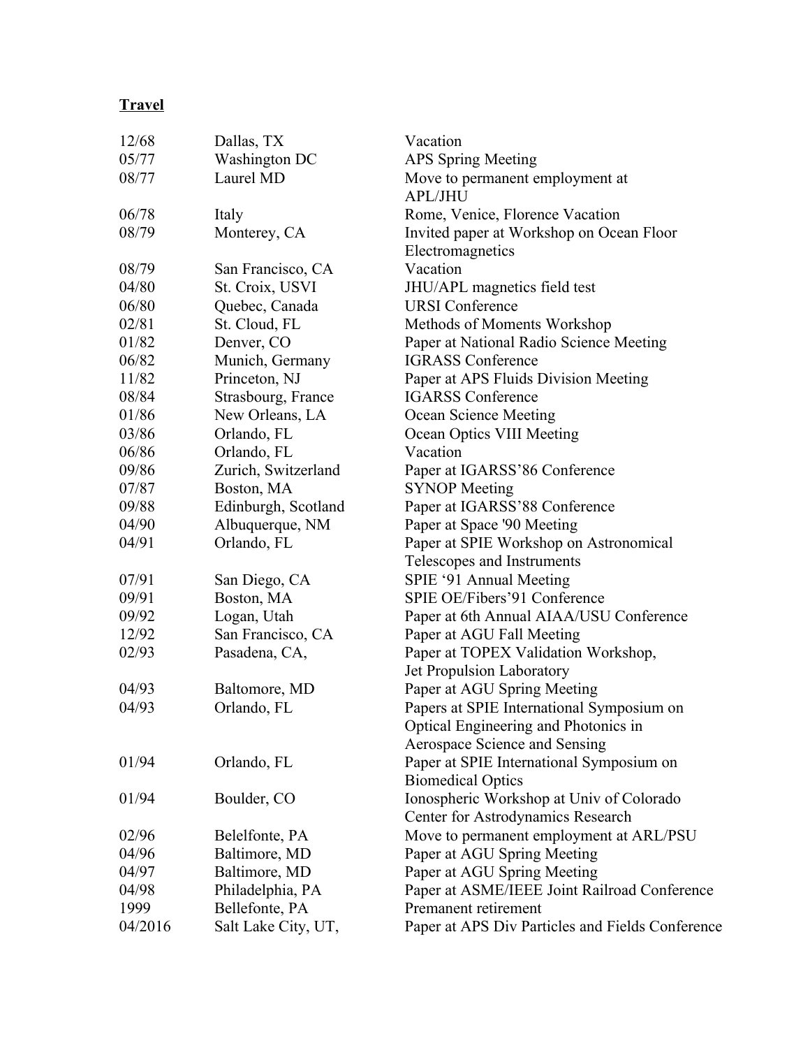**Travel**

| | | |
|---|---|---|
| 12/68 | Dallas, TX | Vacation |
| 05/77 | Washington DC | APS Spring Meeting |
| 08/77 | Laurel MD | Move to permanent employment at APL/JHU |
| 06/78 | Italy | Rome, Venice, Florence Vacation |
| 08/79 | Monterey, CA | Invited paper at Workshop on Ocean Floor Electromagnetics |
| 08/79 | San Francisco, CA | Vacation |
| 04/80 | St. Croix, USVI | JHU/APL magnetics field test |
| 06/80 | Quebec, Canada | URSI Conference |
| 02/81 | St. Cloud, FL | Methods of Moments Workshop |
| 01/82 | Denver, CO | Paper at National Radio Science Meeting |
| 06/82 | Munich, Germany | IGRASS Conference |
| 11/82 | Princeton, NJ | Paper at APS Fluids Division Meeting |
| 08/84 | Strasbourg, France | IGARSS Conference |
| 01/86 | New Orleans, LA | Ocean Science Meeting |
| 03/86 | Orlando, FL | Ocean Optics VIII Meeting |
| 06/86 | Orlando, FL | Vacation |
| 09/86 | Zurich, Switzerland | Paper at IGARSS'86 Conference |
| 07/87 | Boston, MA | SYNOP Meeting |
| 09/88 | Edinburgh, Scotland | Paper at IGARSS'88 Conference |
| 04/90 | Albuquerque, NM | Paper at Space '90 Meeting |
| 04/91 | Orlando, FL | Paper at SPIE Workshop on Astronomical Telescopes and Instruments |
| 07/91 | San Diego, CA | SPIE '91 Annual Meeting |
| 09/91 | Boston, MA | SPIE OE/Fibers'91 Conference |
| 09/92 | Logan, Utah | Paper at 6th Annual AIAA/USU Conference |
| 12/92 | San Francisco, CA | Paper at AGU Fall Meeting |
| 02/93 | Pasadena, CA, | Paper at TOPEX Validation Workshop, Jet Propulsion Laboratory |
| 04/93 | Baltomore, MD | Paper at AGU Spring Meeting |
| 04/93 | Orlando, FL | Papers at SPIE International Symposium on Optical Engineering and Photonics in Aerospace Science and Sensing |
| 01/94 | Orlando, FL | Paper at SPIE International Symposium on Biomedical Optics |
| 01/94 | Boulder, CO | Ionospheric Workshop at Univ of Colorado Center for Astrodynamics Research |
| 02/96 | Belelfonte, PA | Move to permanent employment at ARL/PSU |
| 04/96 | Baltimore, MD | Paper at AGU Spring Meeting |
| 04/97 | Baltimore, MD | Paper at AGU Spring Meeting |
| 04/98 | Philadelphia, PA | Paper at ASME/IEEE Joint Railroad Conference |
| 1999 | Bellefonte, PA | Premanent retirement |
| 04/2016 | Salt Lake City, UT, | Paper at APS Div Particles and Fields Conference |